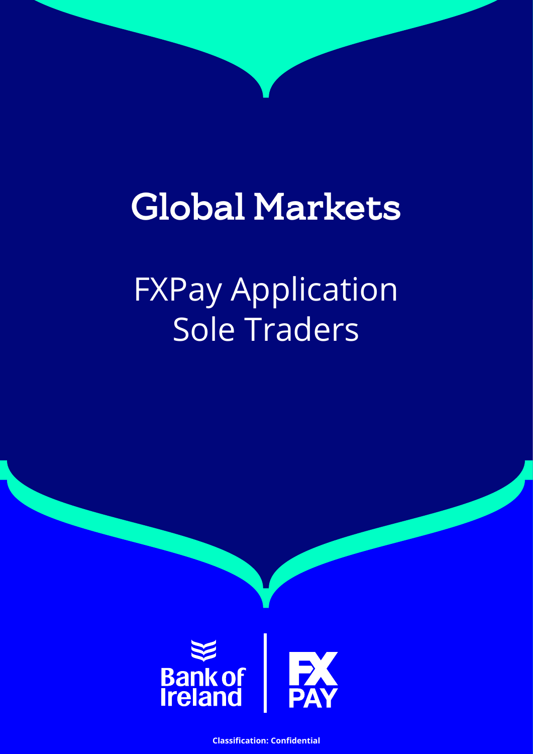# Global Markets

## FXPay Application
## Sole Traders

Bank of Ireland | FX PAY

**Classification: Confidential**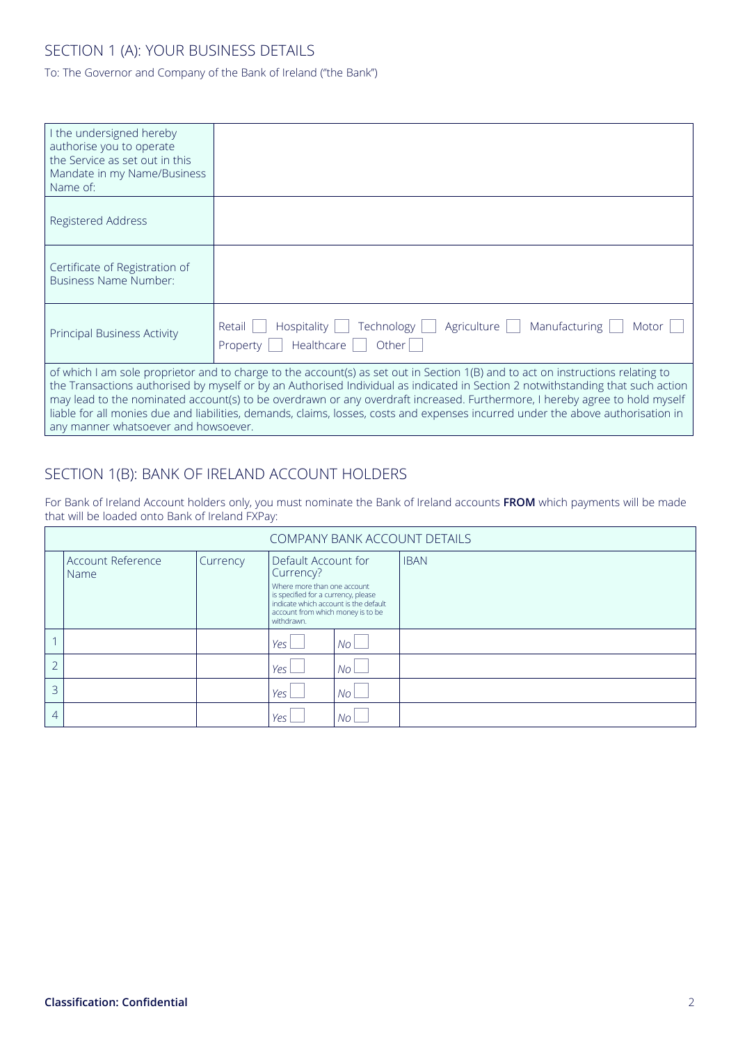## SECTION 1 (A): YOUR BUSINESS DETAILS

To: The Governor and Company of the Bank of Ireland ("the Bank")

| | |
|---|---|
| I the undersigned hereby authorise you to operate the Service as set out in this Mandate in my Name/Business Name of: | |
| Registered Address | |
| Certificate of Registration of Business Name Number: | |
| Principal Business Activity | Retail ☐ Hospitality ☐ Technology ☐ Agriculture ☐ Manufacturing ☐ Motor ☐ Property ☐ Healthcare ☐ Other ☐ |

of which I am sole proprietor and to charge to the account(s) as set out in Section 1(B) and to act on instructions relating to the Transactions authorised by myself or by an Authorised Individual as indicated in Section 2 notwithstanding that such action may lead to the nominated account(s) to be overdrawn or any overdraft increased. Furthermore, I hereby agree to hold myself liable for all monies due and liabilities, demands, claims, losses, costs and expenses incurred under the above authorisation in any manner whatsoever and howsoever.

## SECTION 1(B): BANK OF IRELAND ACCOUNT HOLDERS

For Bank of Ireland Account holders only, you must nominate the Bank of Ireland accounts **FROM** which payments will be made that will be loaded onto Bank of Ireland FXPay:

| COMPANY BANK ACCOUNT DETAILS | | | | | |
|---|---|---|---|---|---|
| | Account Reference Name | Currency | Default Account for Currency? Where more than one account is specified for a currency, please indicate which account is the default account from which money is to be withdrawn. | | IBAN |
| 1 | | | *Yes* ☐ | *No* ☐ | |
| 2 | | | *Yes* ☐ | *No* ☐ | |
| 3 | | | *Yes* ☐ | *No* ☐ | |
| 4 | | | *Yes* ☐ | *No* ☐ | |

**Classification: Confidential**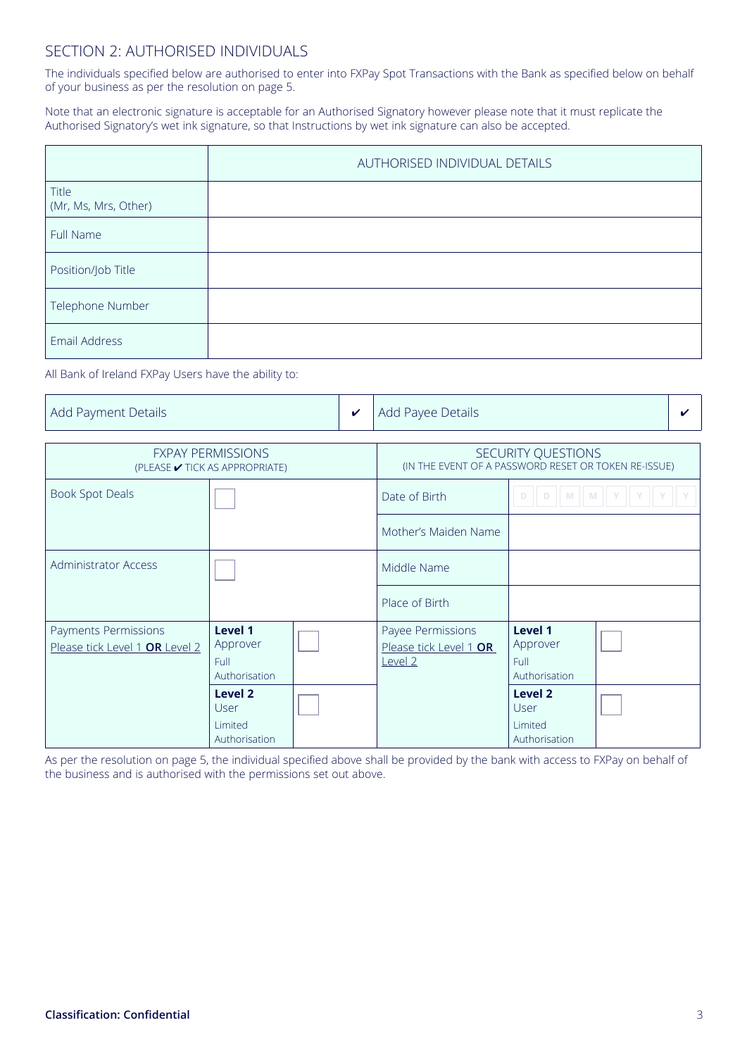## SECTION 2: AUTHORISED INDIVIDUALS

The individuals specified below are authorised to enter into FXPay Spot Transactions with the Bank as specified below on behalf of your business as per the resolution on page 5.

Note that an electronic signature is acceptable for an Authorised Signatory however please note that it must replicate the Authorised Signatory's wet ink signature, so that Instructions by wet ink signature can also be accepted.

| | AUTHORISED INDIVIDUAL DETAILS |
|---|---|
| Title (Mr, Ms, Mrs, Other) | |
| Full Name | |
| Position/Job Title | |
| Telephone Number | |
| Email Address | |

All Bank of Ireland FXPay Users have the ability to:

| Add Payment Details | ✔ | Add Payee Details | ✔ |
|---|---|---|---|

| FXPAY PERMISSIONS (PLEASE ✔ TICK AS APPROPRIATE) | | | SECURITY QUESTIONS (IN THE EVENT OF A PASSWORD RESET OR TOKEN RE-ISSUE) | | |
|---|---|---|---|---|---|
| Book Spot Deals | ☐ | | Date of Birth | D D M M Y Y Y Y | |
| | | | Mother's Maiden Name | | |
| Administrator Access | ☐ | | Middle Name | | |
| | | | Place of Birth | | |
| Payments Permissions Please tick Level 1 **OR** Level 2 | **Level 1** Approver Full Authorisation | ☐ | Payee Permissions Please tick Level 1 **OR** Level 2 | **Level 1** Approver Full Authorisation | ☐ |
| | **Level 2** User Limited Authorisation | ☐ | | **Level 2** User Limited Authorisation | ☐ |

As per the resolution on page 5, the individual specified above shall be provided by the bank with access to FXPay on behalf of the business and is authorised with the permissions set out above.

**Classification: Confidential**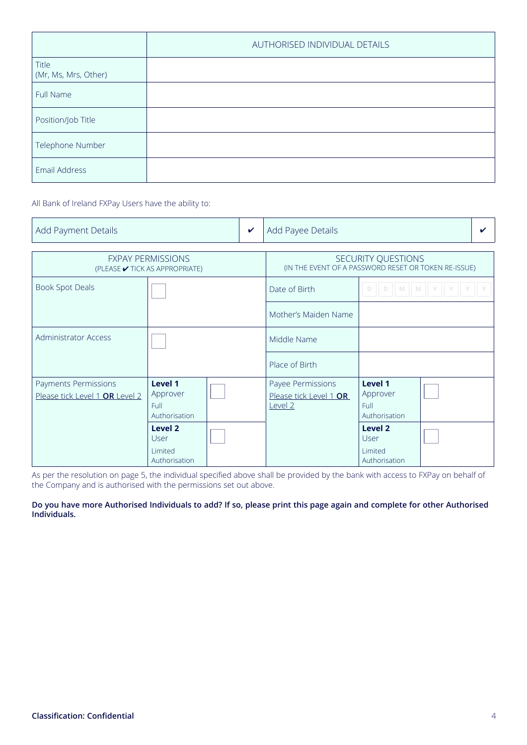| | AUTHORISED INDIVIDUAL DETAILS |
|---|---|
| Title (Mr, Ms, Mrs, Other) | |
| Full Name | |
| Position/Job Title | |
| Telephone Number | |
| Email Address | |

All Bank of Ireland FXPay Users have the ability to:

| Add Payment Details | ✔ | Add Payee Details | ✔ |
|---|---|---|---|

| FXPAY PERMISSIONS (PLEASE ✔ TICK AS APPROPRIATE) | | | SECURITY QUESTIONS (IN THE EVENT OF A PASSWORD RESET OR TOKEN RE-ISSUE) | | |
|---|---|---|---|---|---|
| Book Spot Deals | ☐ | | Date of Birth | D D M M Y Y Y Y | |
| | | | Mother's Maiden Name | | |
| Administrator Access | ☐ | | Middle Name | | |
| | | | Place of Birth | | |
| Payments Permissions Please tick Level 1 **OR** Level 2 | **Level 1** Approver Full Authorisation | ☐ | Payee Permissions Please tick Level 1 **OR** Level 2 | **Level 1** Approver Full Authorisation | ☐ |
| | **Level 2** User Limited Authorisation | ☐ | | **Level 2** User Limited Authorisation | ☐ |

As per the resolution on page 5, the individual specified above shall be provided by the bank with access to FXPay on behalf of the Company and is authorised with the permissions set out above.

**Do you have more Authorised Individuals to add? If so, please print this page again and complete for other Authorised Individuals.**

**Classification: Confidential**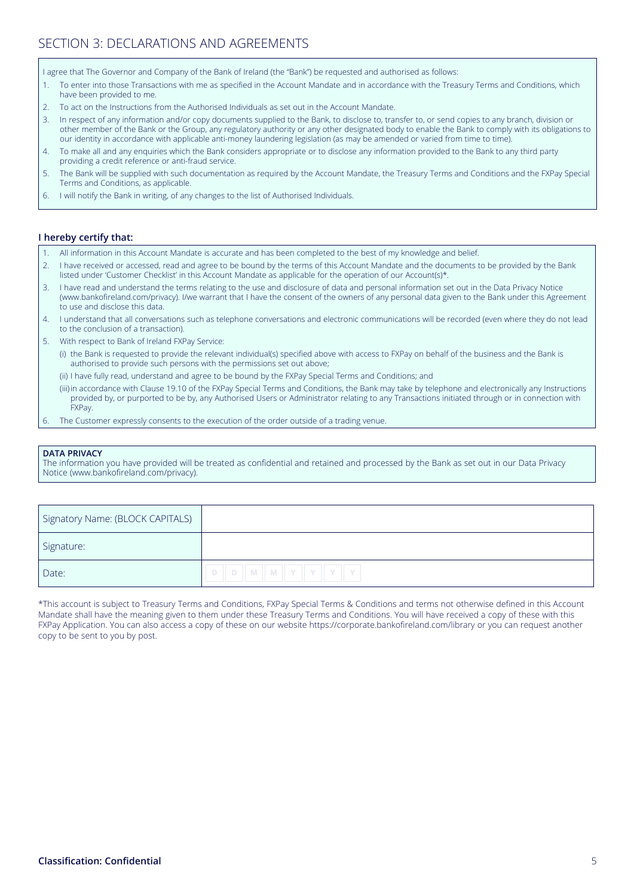## SECTION 3: DECLARATIONS AND AGREEMENTS

I agree that The Governor and Company of the Bank of Ireland (the "Bank") be requested and authorised as follows:

1. To enter into those Transactions with me as specified in the Account Mandate and in accordance with the Treasury Terms and Conditions, which have been provided to me.
2. To act on the Instructions from the Authorised Individuals as set out in the Account Mandate.
3. In respect of any information and/or copy documents supplied to the Bank, to disclose to, transfer to, or send copies to any branch, division or other member of the Bank or the Group, any regulatory authority or any other designated body to enable the Bank to comply with its obligations to our identity in accordance with applicable anti-money laundering legislation (as may be amended or varied from time to time).
4. To make all and any enquiries which the Bank considers appropriate or to disclose any information provided to the Bank to any third party providing a credit reference or anti-fraud service.
5. The Bank will be supplied with such documentation as required by the Account Mandate, the Treasury Terms and Conditions and the FXPay Special Terms and Conditions, as applicable.
6. I will notify the Bank in writing, of any changes to the list of Authorised Individuals.

**I hereby certify that:**

1. All information in this Account Mandate is accurate and has been completed to the best of my knowledge and belief.
2. I have received or accessed, read and agree to be bound by the terms of this Account Mandate and the documents to be provided by the Bank listed under 'Customer Checklist' in this Account Mandate as applicable for the operation of our Account(s)*.
3. I have read and understand the terms relating to the use and disclosure of data and personal information set out in the Data Privacy Notice (www.bankofireland.com/privacy). I/we warrant that I have the consent of the owners of any personal data given to the Bank under this Agreement to use and disclose this data.
4. I understand that all conversations such as telephone conversations and electronic communications will be recorded (even where they do not lead to the conclusion of a transaction).
5. With respect to Bank of Ireland FXPay Service:
   (i) the Bank is requested to provide the relevant individual(s) specified above with access to FXPay on behalf of the business and the Bank is authorised to provide such persons with the permissions set out above;
   (ii) I have fully read, understand and agree to be bound by the FXPay Special Terms and Conditions; and
   (iii) in accordance with Clause 19.10 of the FXPay Special Terms and Conditions, the Bank may take by telephone and electronically any Instructions provided by, or purported to be by, any Authorised Users or Administrator relating to any Transactions initiated through or in connection with FXPay.
6. The Customer expressly consents to the execution of the order outside of a trading venue.

**DATA PRIVACY**
The information you have provided will be treated as confidential and retained and processed by the Bank as set out in our Data Privacy Notice (www.bankofireland.com/privacy).

| Signatory Name: (BLOCK CAPITALS) | |
|---|---|
| Signature: | |
| Date: | D D M M Y Y Y Y |

*This account is subject to Treasury Terms and Conditions, FXPay Special Terms & Conditions and terms not otherwise defined in this Account Mandate shall have the meaning given to them under these Treasury Terms and Conditions. You will have received a copy of these with this FXPay Application. You can also access a copy of these on our website https://corporate.bankofireland.com/library or you can request another copy to be sent to you by post.

**Classification: Confidential**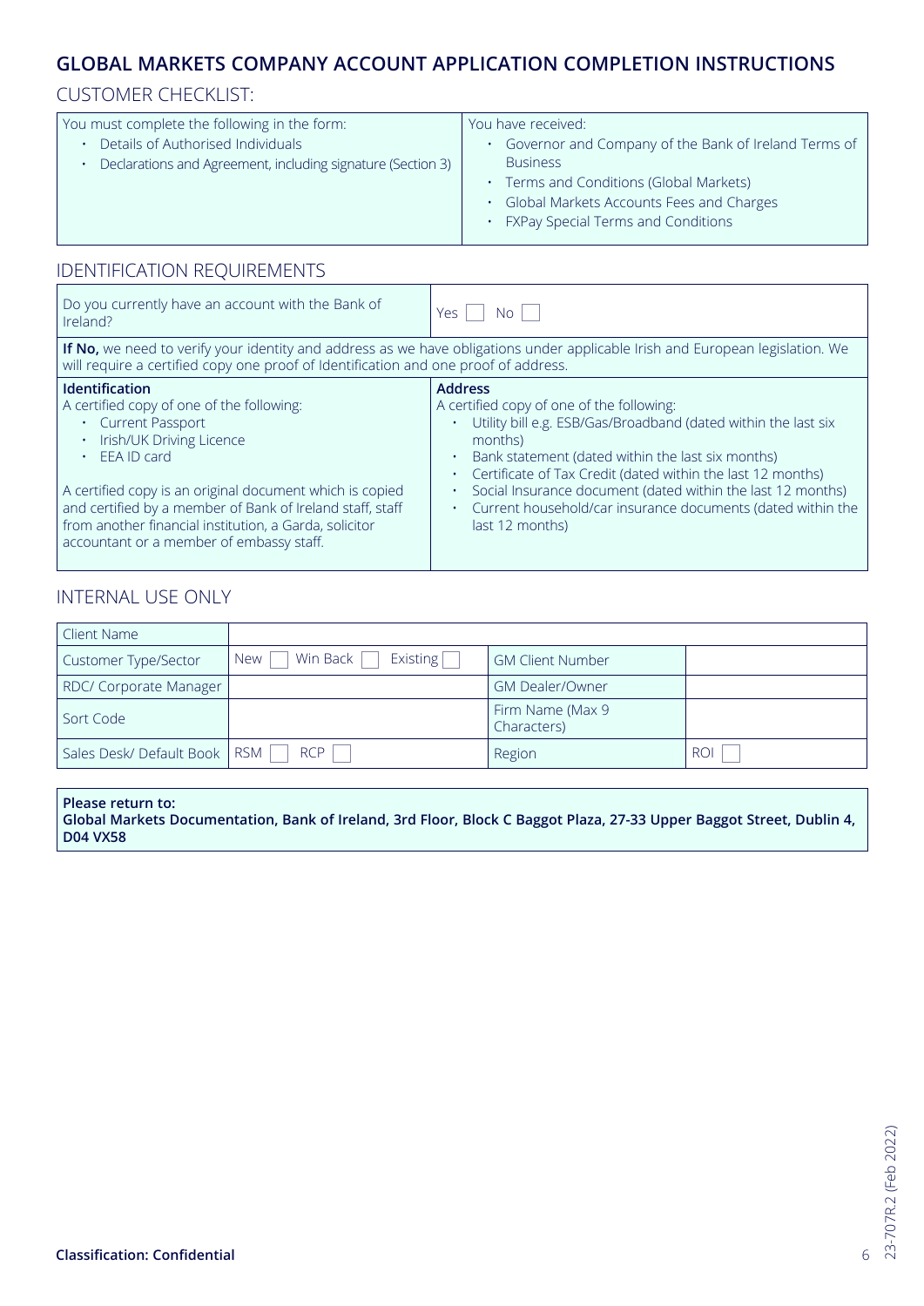## GLOBAL MARKETS COMPANY ACCOUNT APPLICATION COMPLETION INSTRUCTIONS

### CUSTOMER CHECKLIST:

| You must complete the following in the form: | You have received: |
|---|---|
| • Details of Authorised Individuals<br>• Declarations and Agreement, including signature (Section 3) | • Governor and Company of the Bank of Ireland Terms of Business<br>• Terms and Conditions (Global Markets)<br>• Global Markets Accounts Fees and Charges<br>• FXPay Special Terms and Conditions |

### IDENTIFICATION REQUIREMENTS

| | |
|---|---|
| Do you currently have an account with the Bank of Ireland? | Yes ☐ No ☐ |
| **If No,** we need to verify your identity and address as we have obligations under applicable Irish and European legislation. We will require a certified copy one proof of Identification and one proof of address. | |
| **Identification**<br>A certified copy of one of the following:<br>• Current Passport<br>• Irish/UK Driving Licence<br>• EEA ID card<br><br>A certified copy is an original document which is copied and certified by a member of Bank of Ireland staff, staff from another financial institution, a Garda, solicitor accountant or a member of embassy staff. | **Address**<br>A certified copy of one of the following:<br>• Utility bill e.g. ESB/Gas/Broadband (dated within the last six months)<br>• Bank statement (dated within the last six months)<br>• Certificate of Tax Credit (dated within the last 12 months)<br>• Social Insurance document (dated within the last 12 months)<br>• Current household/car insurance documents (dated within the last 12 months) |

### INTERNAL USE ONLY

| | | | |
|---|---|---|---|
| Client Name | | | |
| Customer Type/Sector | New ☐ Win Back ☐ Existing ☐ | GM Client Number | |
| RDC/ Corporate Manager | | GM Dealer/Owner | |
| Sort Code | | Firm Name (Max 9 Characters) | |
| Sales Desk/ Default Book | RSM ☐ RCP ☐ | Region | ROI ☐ |

**Please return to:**
**Global Markets Documentation, Bank of Ireland, 3rd Floor, Block C Baggot Plaza, 27-33 Upper Baggot Street, Dublin 4, D04 VX58**

**Classification: Confidential**

23-707R.2 (Feb 2022)